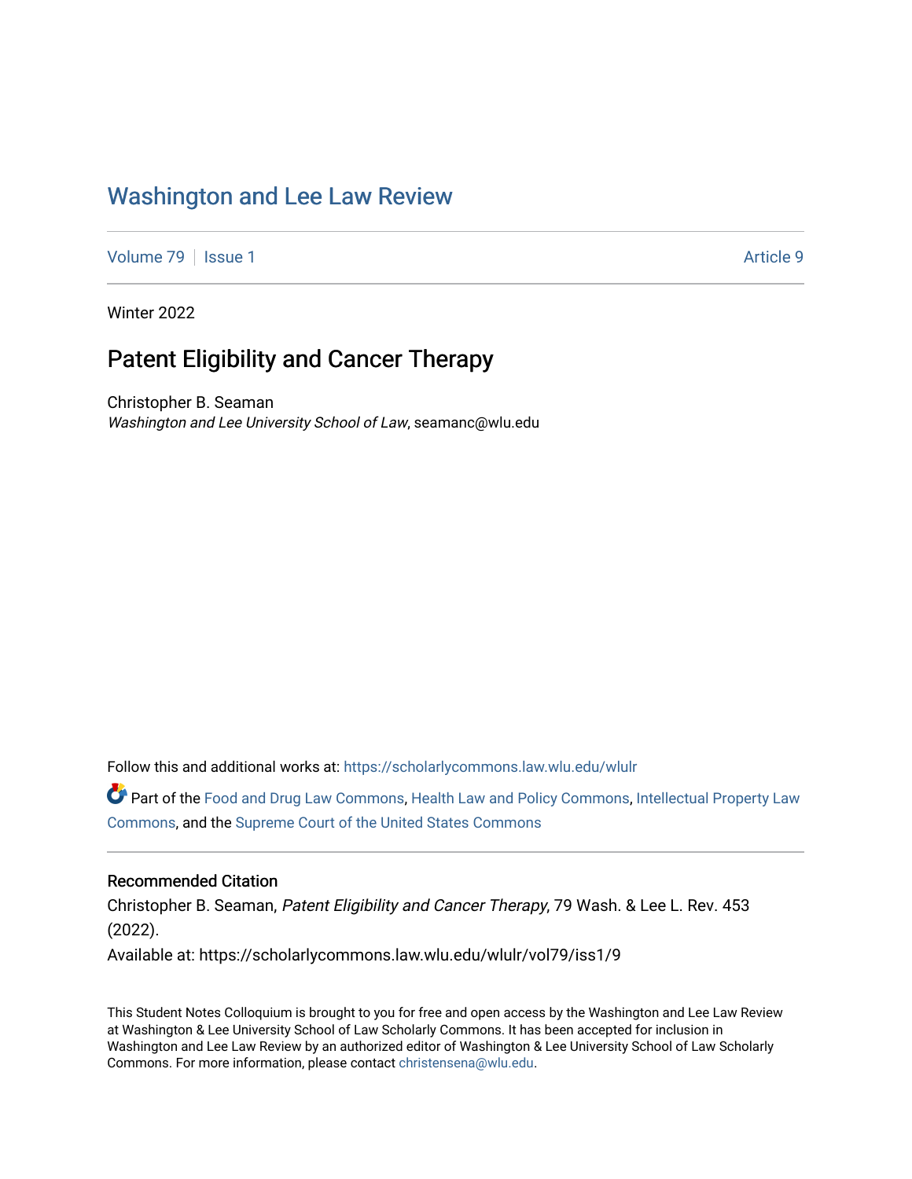# Washington and Lee Law Review

Volume 79 | Issue 1 | Article 9

Winter 2022

## Patent Eligibility and Cancer Therapy

Christopher B. Seaman
*Washington and Lee University School of Law*, seamanc@wlu.edu

Follow this and additional works at: https://scholarlycommons.law.wlu.edu/wlulr

Part of the Food and Drug Law Commons, Health Law and Policy Commons, Intellectual Property Law Commons, and the Supreme Court of the United States Commons

### Recommended Citation

Christopher B. Seaman, *Patent Eligibility and Cancer Therapy*, 79 Wash. & Lee L. Rev. 453 (2022).

Available at: https://scholarlycommons.law.wlu.edu/wlulr/vol79/iss1/9

This Student Notes Colloquium is brought to you for free and open access by the Washington and Lee Law Review at Washington & Lee University School of Law Scholarly Commons. It has been accepted for inclusion in Washington and Lee Law Review by an authorized editor of Washington & Lee University School of Law Scholarly Commons. For more information, please contact christensena@wlu.edu.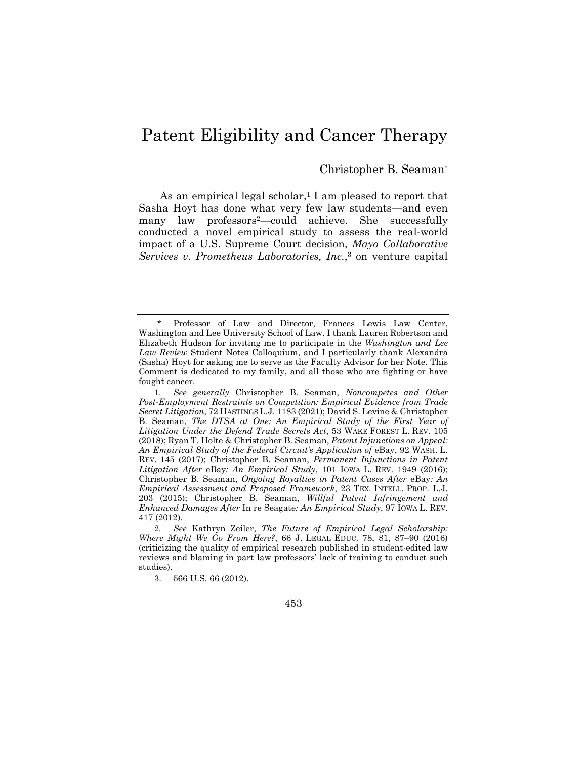# Patent Eligibility and Cancer Therapy

Christopher B. Seaman*

As an empirical legal scholar,[1] I am pleased to report that Sasha Hoyt has done what very few law students—and even many law professors[2]—could achieve. She successfully conducted a novel empirical study to assess the real-world impact of a U.S. Supreme Court decision, *Mayo Collaborative Services v. Prometheus Laboratories, Inc.*,[3] on venture capital

---

\* Professor of Law and Director, Frances Lewis Law Center, Washington and Lee University School of Law. I thank Lauren Robertson and Elizabeth Hudson for inviting me to participate in the *Washington and Lee Law Review* Student Notes Colloquium, and I particularly thank Alexandra (Sasha) Hoyt for asking me to serve as the Faculty Advisor for her Note. This Comment is dedicated to my family, and all those who are fighting or have fought cancer.

1. *See generally* Christopher B. Seaman, *Noncompetes and Other Post-Employment Restraints on Competition: Empirical Evidence from Trade Secret Litigation*, 72 HASTINGS L.J. 1183 (2021); David S. Levine & Christopher B. Seaman, *The DTSA at One: An Empirical Study of the First Year of Litigation Under the Defend Trade Secrets Act*, 53 WAKE FOREST L. REV. 105 (2018); Ryan T. Holte & Christopher B. Seaman, *Patent Injunctions on Appeal: An Empirical Study of the Federal Circuit's Application of* eBay, 92 WASH. L. REV. 145 (2017); Christopher B. Seaman, *Permanent Injunctions in Patent Litigation After* eBay*: An Empirical Study*, 101 IOWA L. REV. 1949 (2016); Christopher B. Seaman, *Ongoing Royalties in Patent Cases After* eBay*: An Empirical Assessment and Proposed Framework*, 23 TEX. INTELL. PROP. L.J. 203 (2015); Christopher B. Seaman, *Willful Patent Infringement and Enhanced Damages After* In re Seagate*: An Empirical Study*, 97 IOWA L. REV. 417 (2012).

2. *See* Kathryn Zeiler, *The Future of Empirical Legal Scholarship: Where Might We Go From Here?*, 66 J. LEGAL EDUC. 78, 81, 87–90 (2016) (criticizing the quality of empirical research published in student-edited law reviews and blaming in part law professors' lack of training to conduct such studies).

3. 566 U.S. 66 (2012).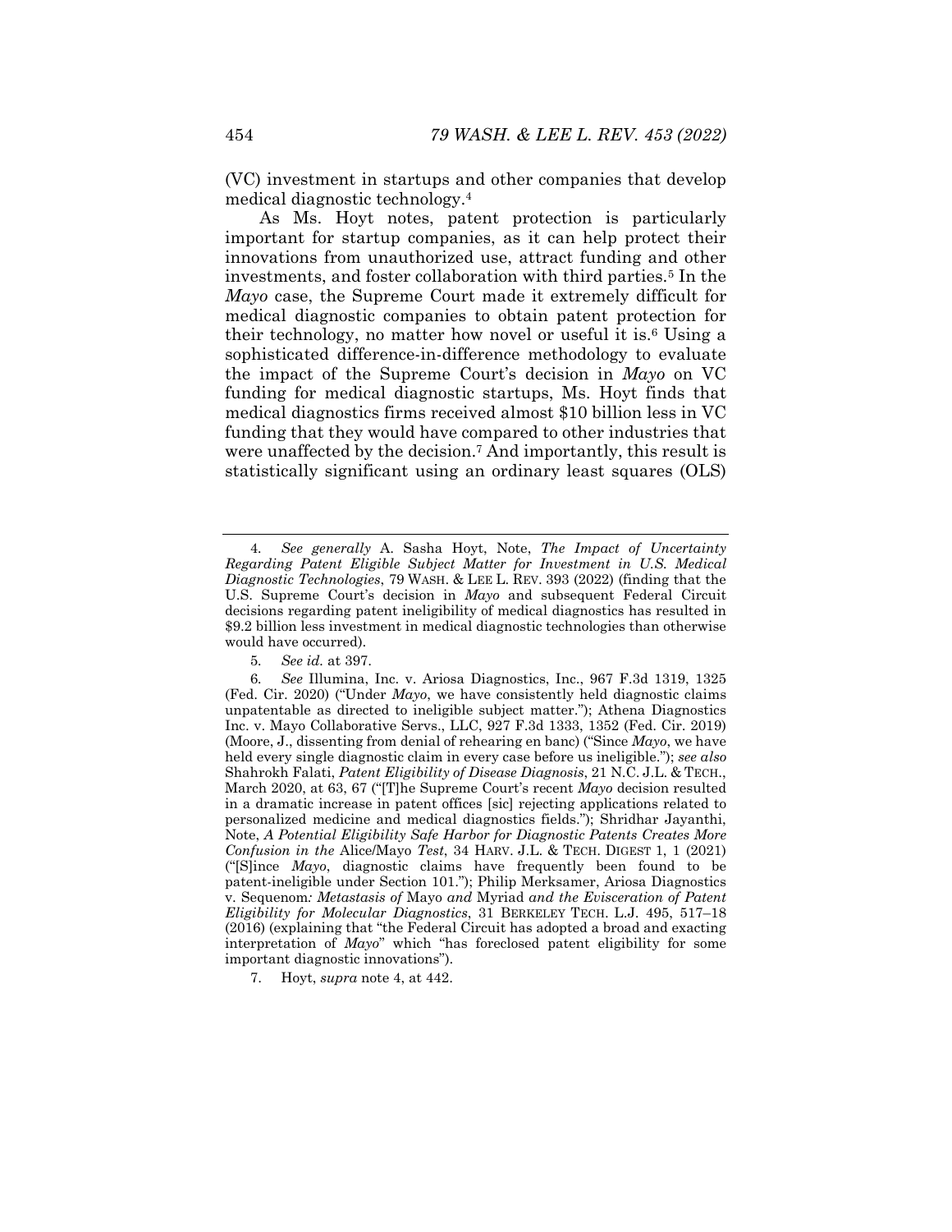(VC) investment in startups and other companies that develop medical diagnostic technology.[4]

As Ms. Hoyt notes, patent protection is particularly important for startup companies, as it can help protect their innovations from unauthorized use, attract funding and other investments, and foster collaboration with third parties.[5] In the *Mayo* case, the Supreme Court made it extremely difficult for medical diagnostic companies to obtain patent protection for their technology, no matter how novel or useful it is.[6] Using a sophisticated difference-in-difference methodology to evaluate the impact of the Supreme Court's decision in *Mayo* on VC funding for medical diagnostic startups, Ms. Hoyt finds that medical diagnostics firms received almost $10 billion less in VC funding that they would have compared to other industries that were unaffected by the decision.[7] And importantly, this result is statistically significant using an ordinary least squares (OLS)

---

4. *See generally* A. Sasha Hoyt, Note, *The Impact of Uncertainty Regarding Patent Eligible Subject Matter for Investment in U.S. Medical Diagnostic Technologies*, 79 WASH. & LEE L. REV. 393 (2022) (finding that the U.S. Supreme Court's decision in *Mayo* and subsequent Federal Circuit decisions regarding patent ineligibility of medical diagnostics has resulted in $9.2 billion less investment in medical diagnostic technologies than otherwise would have occurred).

5. *See id.* at 397.

6. *See* Illumina, Inc. v. Ariosa Diagnostics, Inc., 967 F.3d 1319, 1325 (Fed. Cir. 2020) ("Under *Mayo*, we have consistently held diagnostic claims unpatentable as directed to ineligible subject matter."); Athena Diagnostics Inc. v. Mayo Collaborative Servs., LLC, 927 F.3d 1333, 1352 (Fed. Cir. 2019) (Moore, J., dissenting from denial of rehearing en banc) ("Since *Mayo*, we have held every single diagnostic claim in every case before us ineligible."); *see also* Shahrokh Falati, *Patent Eligibility of Disease Diagnosis*, 21 N.C. J.L. & TECH., March 2020, at 63, 67 ("[T]he Supreme Court's recent *Mayo* decision resulted in a dramatic increase in patent offices [sic] rejecting applications related to personalized medicine and medical diagnostics fields."); Shridhar Jayanthi, Note, *A Potential Eligibility Safe Harbor for Diagnostic Patents Creates More Confusion in the* Alice/Mayo *Test*, 34 HARV. J.L. & TECH. DIGEST 1, 1 (2021) ("[S]ince *Mayo*, diagnostic claims have frequently been found to be patent-ineligible under Section 101."); Philip Merksamer, Ariosa Diagnostics v. Sequenom*: Metastasis of* Mayo *and* Myriad *and the Evisceration of Patent Eligibility for Molecular Diagnostics*, 31 BERKELEY TECH. L.J. 495, 517–18 (2016) (explaining that "the Federal Circuit has adopted a broad and exacting interpretation of *Mayo*" which "has foreclosed patent eligibility for some important diagnostic innovations").

7. Hoyt, *supra* note 4, at 442.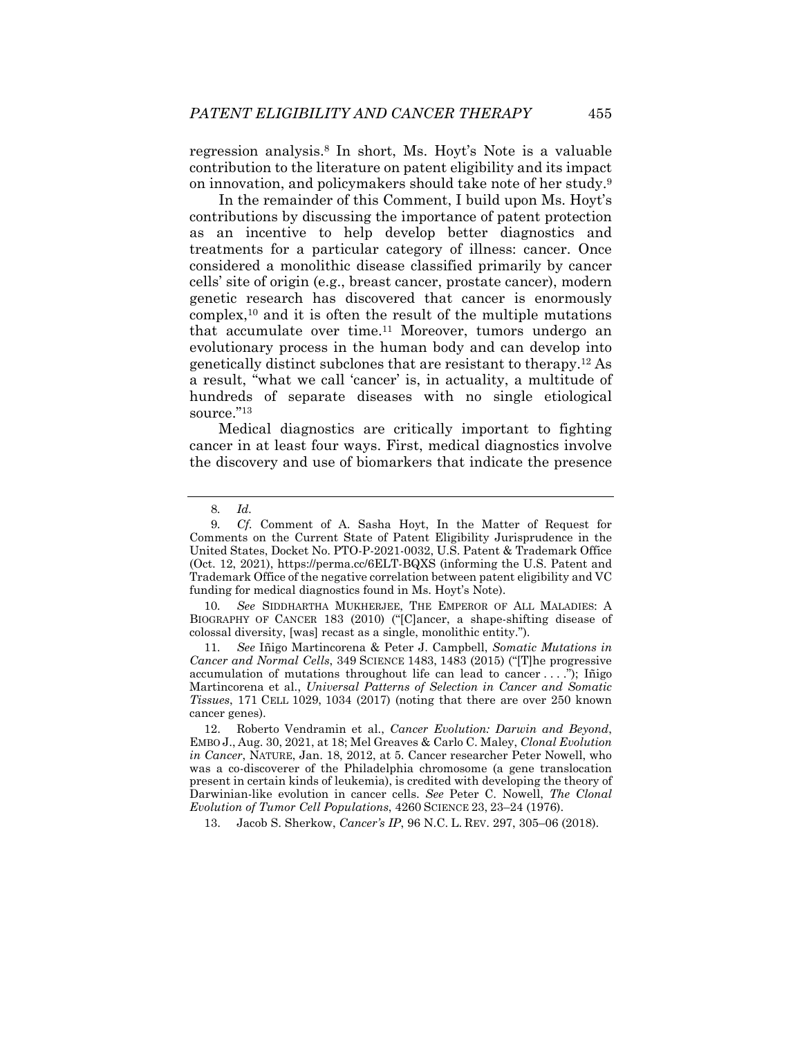regression analysis.[8] In short, Ms. Hoyt's Note is a valuable contribution to the literature on patent eligibility and its impact on innovation, and policymakers should take note of her study.[9]

In the remainder of this Comment, I build upon Ms. Hoyt's contributions by discussing the importance of patent protection as an incentive to help develop better diagnostics and treatments for a particular category of illness: cancer. Once considered a monolithic disease classified primarily by cancer cells' site of origin (e.g., breast cancer, prostate cancer), modern genetic research has discovered that cancer is enormously complex,[10] and it is often the result of the multiple mutations that accumulate over time.[11] Moreover, tumors undergo an evolutionary process in the human body and can develop into genetically distinct subclones that are resistant to therapy.[12] As a result, "what we call 'cancer' is, in actuality, a multitude of hundreds of separate diseases with no single etiological source."[13]

Medical diagnostics are critically important to fighting cancer in at least four ways. First, medical diagnostics involve the discovery and use of biomarkers that indicate the presence

---

8. *Id.*

9. *Cf.* Comment of A. Sasha Hoyt, In the Matter of Request for Comments on the Current State of Patent Eligibility Jurisprudence in the United States, Docket No. PTO-P-2021-0032, U.S. Patent & Trademark Office (Oct. 12, 2021), https://perma.cc/6ELT-BQXS (informing the U.S. Patent and Trademark Office of the negative correlation between patent eligibility and VC funding for medical diagnostics found in Ms. Hoyt's Note).

10. *See* SIDDHARTHA MUKHERJEE, THE EMPEROR OF ALL MALADIES: A BIOGRAPHY OF CANCER 183 (2010) ("[C]ancer, a shape-shifting disease of colossal diversity, [was] recast as a single, monolithic entity.").

11. *See* Iñigo Martincorena & Peter J. Campbell, *Somatic Mutations in Cancer and Normal Cells*, 349 SCIENCE 1483, 1483 (2015) ("[T]he progressive accumulation of mutations throughout life can lead to cancer . . . ."); Iñigo Martincorena et al., *Universal Patterns of Selection in Cancer and Somatic Tissues*, 171 CELL 1029, 1034 (2017) (noting that there are over 250 known cancer genes).

12. Roberto Vendramin et al., *Cancer Evolution: Darwin and Beyond*, EMBO J., Aug. 30, 2021, at 18; Mel Greaves & Carlo C. Maley, *Clonal Evolution in Cancer*, NATURE, Jan. 18, 2012, at 5. Cancer researcher Peter Nowell, who was a co-discoverer of the Philadelphia chromosome (a gene translocation present in certain kinds of leukemia), is credited with developing the theory of Darwinian-like evolution in cancer cells. *See* Peter C. Nowell, *The Clonal Evolution of Tumor Cell Populations*, 4260 SCIENCE 23, 23–24 (1976).

13. Jacob S. Sherkow, *Cancer's IP*, 96 N.C. L. REV. 297, 305–06 (2018).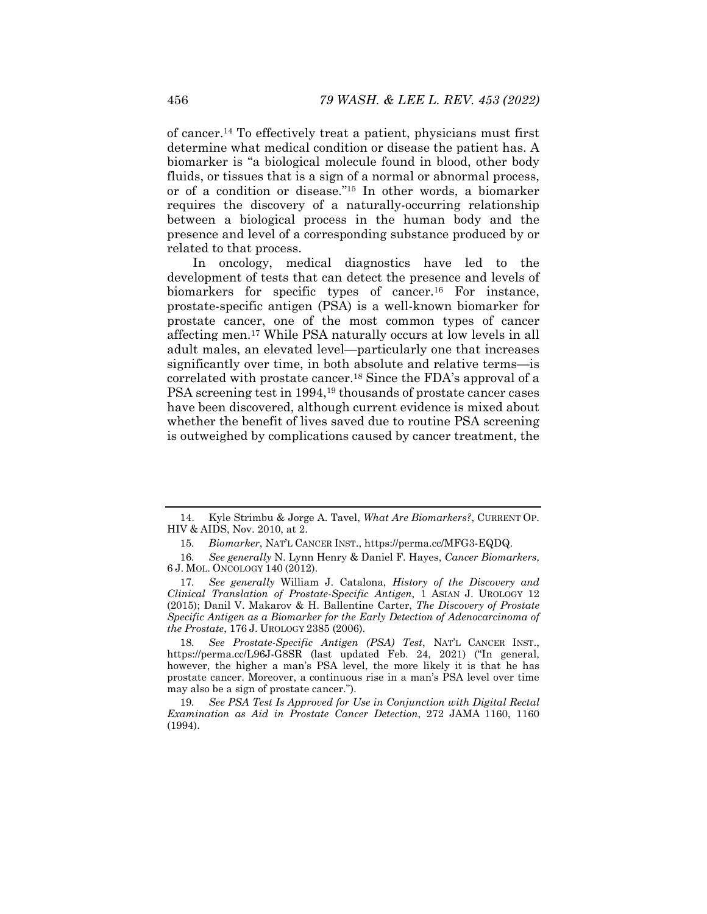of cancer.[14] To effectively treat a patient, physicians must first determine what medical condition or disease the patient has. A biomarker is "a biological molecule found in blood, other body fluids, or tissues that is a sign of a normal or abnormal process, or of a condition or disease."[15] In other words, a biomarker requires the discovery of a naturally-occurring relationship between a biological process in the human body and the presence and level of a corresponding substance produced by or related to that process.

In oncology, medical diagnostics have led to the development of tests that can detect the presence and levels of biomarkers for specific types of cancer.[16] For instance, prostate-specific antigen (PSA) is a well-known biomarker for prostate cancer, one of the most common types of cancer affecting men.[17] While PSA naturally occurs at low levels in all adult males, an elevated level—particularly one that increases significantly over time, in both absolute and relative terms—is correlated with prostate cancer.[18] Since the FDA's approval of a PSA screening test in 1994,[19] thousands of prostate cancer cases have been discovered, although current evidence is mixed about whether the benefit of lives saved due to routine PSA screening is outweighed by complications caused by cancer treatment, the

---

14. Kyle Strimbu & Jorge A. Tavel, *What Are Biomarkers?*, CURRENT OP. HIV & AIDS, Nov. 2010, at 2.

15. *Biomarker*, NAT'L CANCER INST., https://perma.cc/MFG3-EQDQ.

16. *See generally* N. Lynn Henry & Daniel F. Hayes, *Cancer Biomarkers*, 6 J. MOL. ONCOLOGY 140 (2012).

17. *See generally* William J. Catalona, *History of the Discovery and Clinical Translation of Prostate-Specific Antigen*, 1 ASIAN J. UROLOGY 12 (2015); Danil V. Makarov & H. Ballentine Carter, *The Discovery of Prostate Specific Antigen as a Biomarker for the Early Detection of Adenocarcinoma of the Prostate*, 176 J. UROLOGY 2385 (2006).

18. *See Prostate-Specific Antigen (PSA) Test*, NAT'L CANCER INST., https://perma.cc/L96J-G8SR (last updated Feb. 24, 2021) ("In general, however, the higher a man's PSA level, the more likely it is that he has prostate cancer. Moreover, a continuous rise in a man's PSA level over time may also be a sign of prostate cancer.").

19. *See PSA Test Is Approved for Use in Conjunction with Digital Rectal Examination as Aid in Prostate Cancer Detection*, 272 JAMA 1160, 1160 (1994).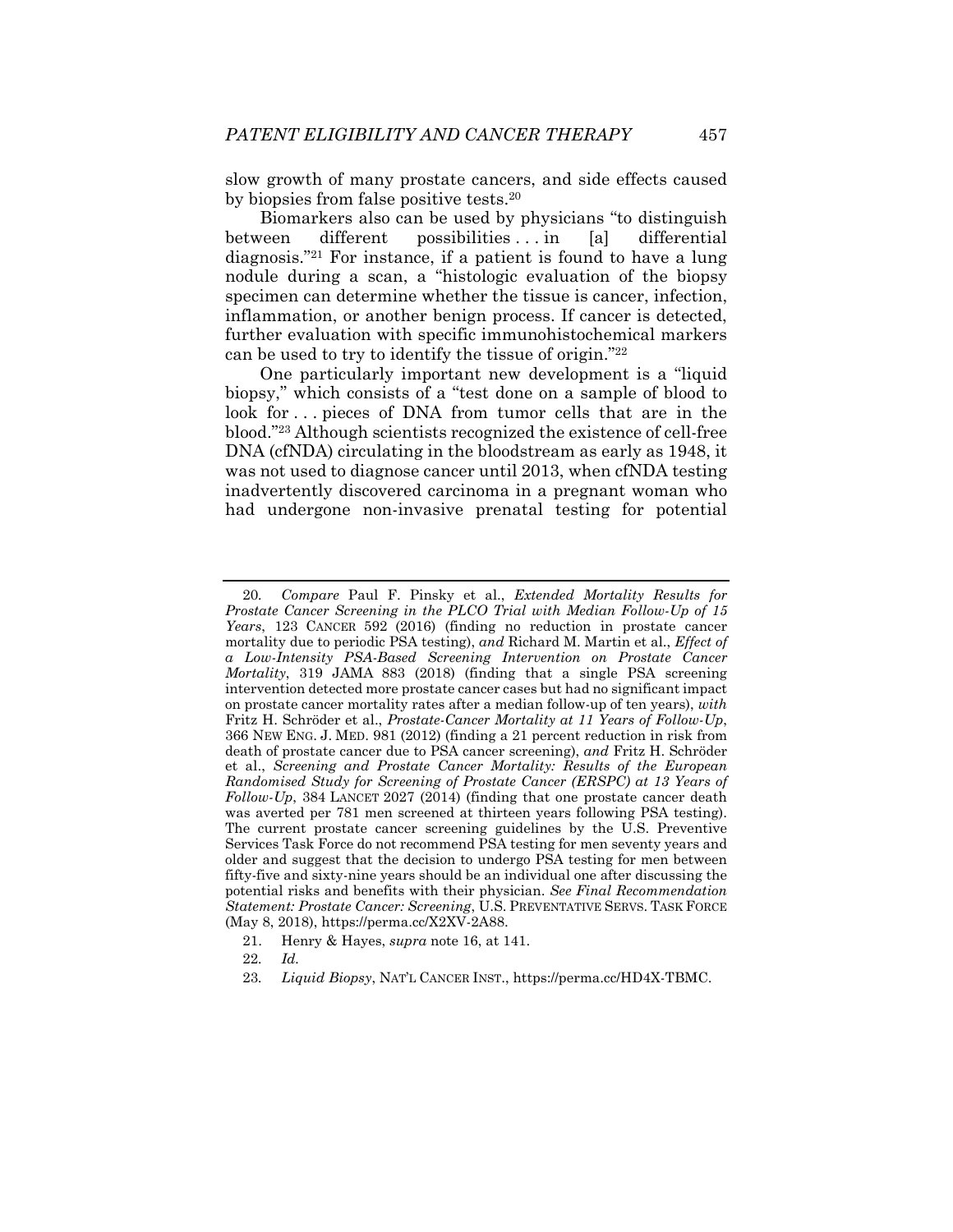slow growth of many prostate cancers, and side effects caused by biopsies from false positive tests.[20]

Biomarkers also can be used by physicians "to distinguish between different possibilities . . . in [a] differential diagnosis."[21] For instance, if a patient is found to have a lung nodule during a scan, a "histologic evaluation of the biopsy specimen can determine whether the tissue is cancer, infection, inflammation, or another benign process. If cancer is detected, further evaluation with specific immunohistochemical markers can be used to try to identify the tissue of origin."[22]

One particularly important new development is a "liquid biopsy," which consists of a "test done on a sample of blood to look for . . . pieces of DNA from tumor cells that are in the blood."[23] Although scientists recognized the existence of cell-free DNA (cfNDA) circulating in the bloodstream as early as 1948, it was not used to diagnose cancer until 2013, when cfNDA testing inadvertently discovered carcinoma in a pregnant woman who had undergone non-invasive prenatal testing for potential

---

20. *Compare* Paul F. Pinsky et al., *Extended Mortality Results for Prostate Cancer Screening in the PLCO Trial with Median Follow-Up of 15 Years*, 123 CANCER 592 (2016) (finding no reduction in prostate cancer mortality due to periodic PSA testing), *and* Richard M. Martin et al., *Effect of a Low-Intensity PSA-Based Screening Intervention on Prostate Cancer Mortality*, 319 JAMA 883 (2018) (finding that a single PSA screening intervention detected more prostate cancer cases but had no significant impact on prostate cancer mortality rates after a median follow-up of ten years), *with* Fritz H. Schröder et al., *Prostate-Cancer Mortality at 11 Years of Follow-Up*, 366 NEW ENG. J. MED. 981 (2012) (finding a 21 percent reduction in risk from death of prostate cancer due to PSA cancer screening), *and* Fritz H. Schröder et al., *Screening and Prostate Cancer Mortality: Results of the European Randomised Study for Screening of Prostate Cancer (ERSPC) at 13 Years of Follow-Up*, 384 LANCET 2027 (2014) (finding that one prostate cancer death was averted per 781 men screened at thirteen years following PSA testing). The current prostate cancer screening guidelines by the U.S. Preventive Services Task Force do not recommend PSA testing for men seventy years and older and suggest that the decision to undergo PSA testing for men between fifty-five and sixty-nine years should be an individual one after discussing the potential risks and benefits with their physician. *See Final Recommendation Statement: Prostate Cancer: Screening*, U.S. PREVENTATIVE SERVS. TASK FORCE (May 8, 2018), https://perma.cc/X2XV-2A88.

21. Henry & Hayes, *supra* note 16, at 141.

22. *Id.*

23. *Liquid Biopsy*, NAT'L CANCER INST., https://perma.cc/HD4X-TBMC.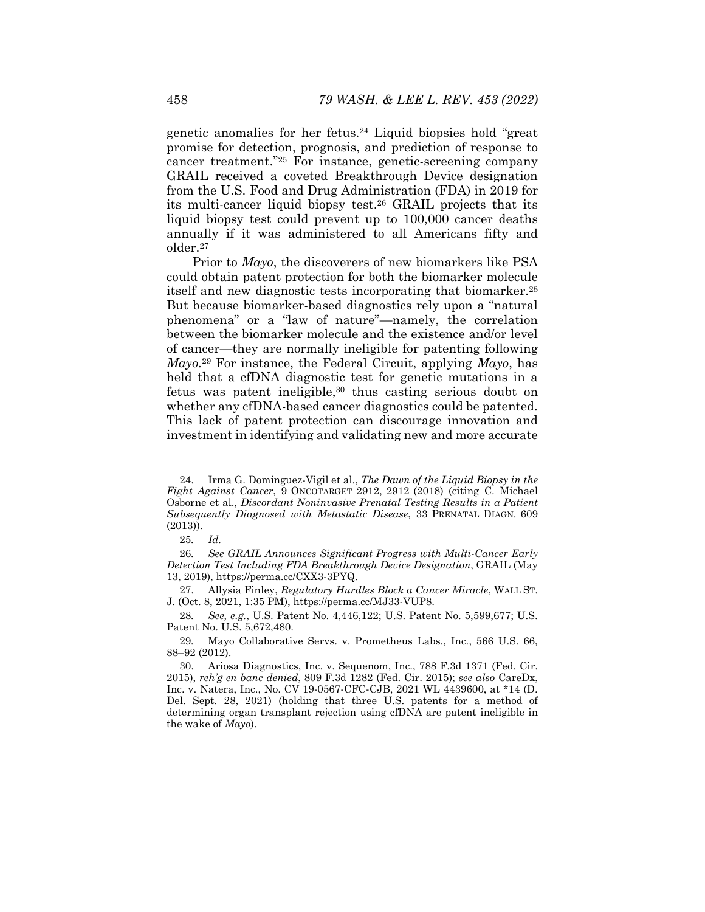genetic anomalies for her fetus.[24] Liquid biopsies hold "great promise for detection, prognosis, and prediction of response to cancer treatment."[25] For instance, genetic-screening company GRAIL received a coveted Breakthrough Device designation from the U.S. Food and Drug Administration (FDA) in 2019 for its multi-cancer liquid biopsy test.[26] GRAIL projects that its liquid biopsy test could prevent up to 100,000 cancer deaths annually if it was administered to all Americans fifty and older.[27]

Prior to *Mayo*, the discoverers of new biomarkers like PSA could obtain patent protection for both the biomarker molecule itself and new diagnostic tests incorporating that biomarker.[28] But because biomarker-based diagnostics rely upon a "natural phenomena" or a "law of nature"—namely, the correlation between the biomarker molecule and the existence and/or level of cancer—they are normally ineligible for patenting following *Mayo*.[29] For instance, the Federal Circuit, applying *Mayo*, has held that a cfDNA diagnostic test for genetic mutations in a fetus was patent ineligible,[30] thus casting serious doubt on whether any cfDNA-based cancer diagnostics could be patented. This lack of patent protection can discourage innovation and investment in identifying and validating new and more accurate

---

24. Irma G. Dominguez-Vigil et al., *The Dawn of the Liquid Biopsy in the Fight Against Cancer*, 9 ONCOTARGET 2912, 2912 (2018) (citing C. Michael Osborne et al., *Discordant Noninvasive Prenatal Testing Results in a Patient Subsequently Diagnosed with Metastatic Disease*, 33 PRENATAL DIAGN. 609 (2013)).

25. *Id.*

26. *See GRAIL Announces Significant Progress with Multi-Cancer Early Detection Test Including FDA Breakthrough Device Designation*, GRAIL (May 13, 2019), https://perma.cc/CXX3-3PYQ.

27. Allysia Finley, *Regulatory Hurdles Block a Cancer Miracle*, WALL ST. J. (Oct. 8, 2021, 1:35 PM), https://perma.cc/MJ33-VUP8.

28. *See, e.g.*, U.S. Patent No. 4,446,122; U.S. Patent No. 5,599,677; U.S. Patent No. U.S. 5,672,480.

29. Mayo Collaborative Servs. v. Prometheus Labs., Inc., 566 U.S. 66, 88–92 (2012).

30. Ariosa Diagnostics, Inc. v. Sequenom, Inc., 788 F.3d 1371 (Fed. Cir. 2015), *reh'g en banc denied*, 809 F.3d 1282 (Fed. Cir. 2015); *see also* CareDx, Inc. v. Natera, Inc., No. CV 19-0567-CFC-CJB, 2021 WL 4439600, at *14 (D. Del. Sept. 28, 2021) (holding that three U.S. patents for a method of determining organ transplant rejection using cfDNA are patent ineligible in the wake of *Mayo*).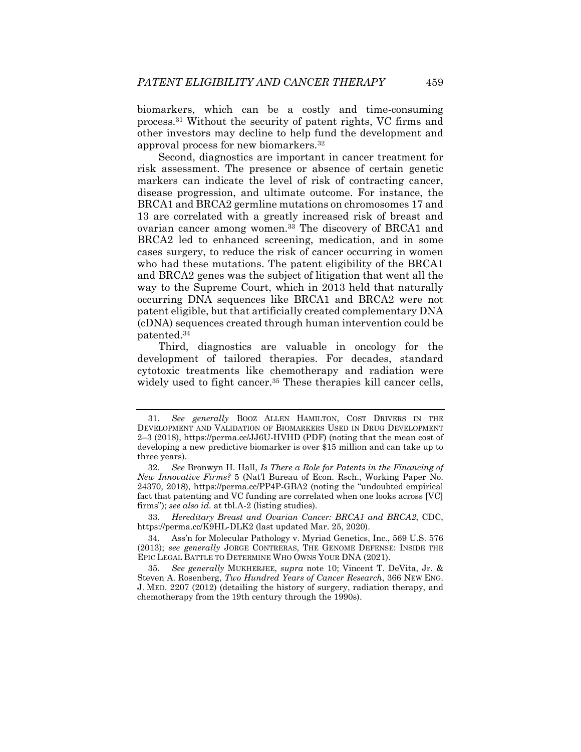biomarkers, which can be a costly and time-consuming process.[31] Without the security of patent rights, VC firms and other investors may decline to help fund the development and approval process for new biomarkers.[32]

Second, diagnostics are important in cancer treatment for risk assessment. The presence or absence of certain genetic markers can indicate the level of risk of contracting cancer, disease progression, and ultimate outcome. For instance, the BRCA1 and BRCA2 germline mutations on chromosomes 17 and 13 are correlated with a greatly increased risk of breast and ovarian cancer among women.[33] The discovery of BRCA1 and BRCA2 led to enhanced screening, medication, and in some cases surgery, to reduce the risk of cancer occurring in women who had these mutations. The patent eligibility of the BRCA1 and BRCA2 genes was the subject of litigation that went all the way to the Supreme Court, which in 2013 held that naturally occurring DNA sequences like BRCA1 and BRCA2 were not patent eligible, but that artificially created complementary DNA (cDNA) sequences created through human intervention could be patented.[34]

Third, diagnostics are valuable in oncology for the development of tailored therapies. For decades, standard cytotoxic treatments like chemotherapy and radiation were widely used to fight cancer.[35] These therapies kill cancer cells,

---

31. *See generally* BOOZ ALLEN HAMILTON, COST DRIVERS IN THE DEVELOPMENT AND VALIDATION OF BIOMARKERS USED IN DRUG DEVELOPMENT 2–3 (2018), https://perma.cc/JJ6U-HVHD (PDF) (noting that the mean cost of developing a new predictive biomarker is over $15 million and can take up to three years).

32. *See* Bronwyn H. Hall, *Is There a Role for Patents in the Financing of New Innovative Firms?* 5 (Nat'l Bureau of Econ. Rsch., Working Paper No. 24370, 2018), https://perma.cc/PP4P-GBA2 (noting the "undoubted empirical fact that patenting and VC funding are correlated when one looks across [VC] firms"); *see also id.* at tbl.A-2 (listing studies).

33. *Hereditary Breast and Ovarian Cancer: BRCA1 and BRCA2*, CDC, https://perma.cc/K9HL-DLK2 (last updated Mar. 25, 2020).

34. Ass'n for Molecular Pathology v. Myriad Genetics, Inc., 569 U.S. 576 (2013); *see generally* JORGE CONTRERAS, THE GENOME DEFENSE: INSIDE THE EPIC LEGAL BATTLE TO DETERMINE WHO OWNS YOUR DNA (2021).

35. *See generally* MUKHERJEE, *supra* note 10; Vincent T. DeVita, Jr. & Steven A. Rosenberg, *Two Hundred Years of Cancer Research*, 366 NEW ENG. J. MED. 2207 (2012) (detailing the history of surgery, radiation therapy, and chemotherapy from the 19th century through the 1990s).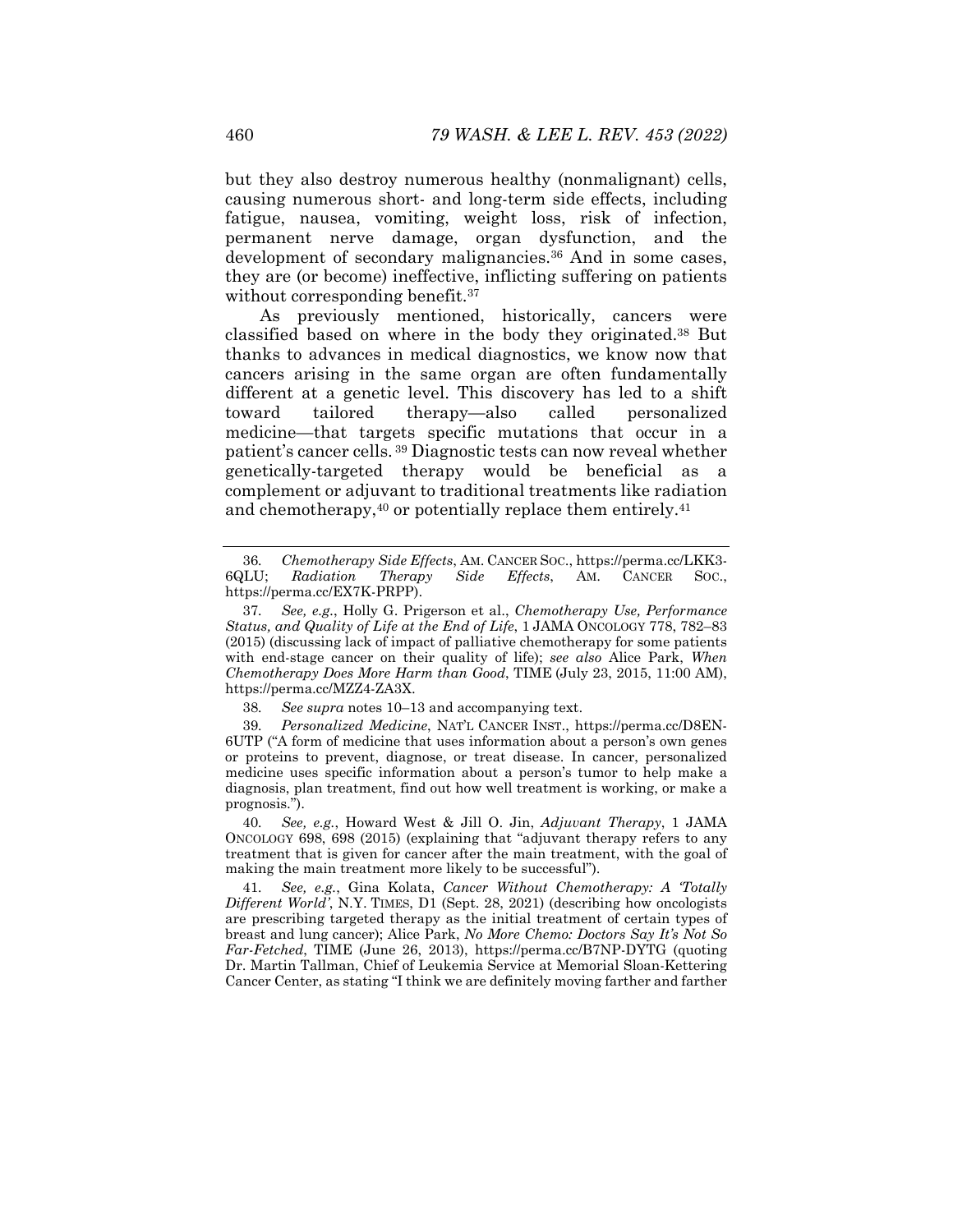but they also destroy numerous healthy (nonmalignant) cells, causing numerous short- and long-term side effects, including fatigue, nausea, vomiting, weight loss, risk of infection, permanent nerve damage, organ dysfunction, and the development of secondary malignancies.[36] And in some cases, they are (or become) ineffective, inflicting suffering on patients without corresponding benefit.[37]

As previously mentioned, historically, cancers were classified based on where in the body they originated.[38] But thanks to advances in medical diagnostics, we know now that cancers arising in the same organ are often fundamentally different at a genetic level. This discovery has led to a shift toward tailored therapy—also called personalized medicine—that targets specific mutations that occur in a patient's cancer cells.[39] Diagnostic tests can now reveal whether genetically-targeted therapy would be beneficial as a complement or adjuvant to traditional treatments like radiation and chemotherapy,[40] or potentially replace them entirely.[41]

---

36. *Chemotherapy Side Effects*, AM. CANCER SOC., https://perma.cc/LKK3-6QLU; *Radiation Therapy Side Effects*, AM. CANCER SOC., https://perma.cc/EX7K-PRPP).

37. *See, e.g.*, Holly G. Prigerson et al., *Chemotherapy Use, Performance Status, and Quality of Life at the End of Life*, 1 JAMA ONCOLOGY 778, 782–83 (2015) (discussing lack of impact of palliative chemotherapy for some patients with end-stage cancer on their quality of life); *see also* Alice Park, *When Chemotherapy Does More Harm than Good*, TIME (July 23, 2015, 11:00 AM), https://perma.cc/MZZ4-ZA3X.

38. *See supra* notes 10–13 and accompanying text.

39. *Personalized Medicine*, NAT'L CANCER INST., https://perma.cc/D8EN-6UTP ("A form of medicine that uses information about a person's own genes or proteins to prevent, diagnose, or treat disease. In cancer, personalized medicine uses specific information about a person's tumor to help make a diagnosis, plan treatment, find out how well treatment is working, or make a prognosis.").

40. *See, e.g.*, Howard West & Jill O. Jin, *Adjuvant Therapy*, 1 JAMA ONCOLOGY 698, 698 (2015) (explaining that "adjuvant therapy refers to any treatment that is given for cancer after the main treatment, with the goal of making the main treatment more likely to be successful").

41. *See, e.g.*, Gina Kolata, *Cancer Without Chemotherapy: A 'Totally Different World'*, N.Y. TIMES, D1 (Sept. 28, 2021) (describing how oncologists are prescribing targeted therapy as the initial treatment of certain types of breast and lung cancer); Alice Park, *No More Chemo: Doctors Say It's Not So Far-Fetched*, TIME (June 26, 2013), https://perma.cc/B7NP-DYTG (quoting Dr. Martin Tallman, Chief of Leukemia Service at Memorial Sloan-Kettering Cancer Center, as stating "I think we are definitely moving farther and farther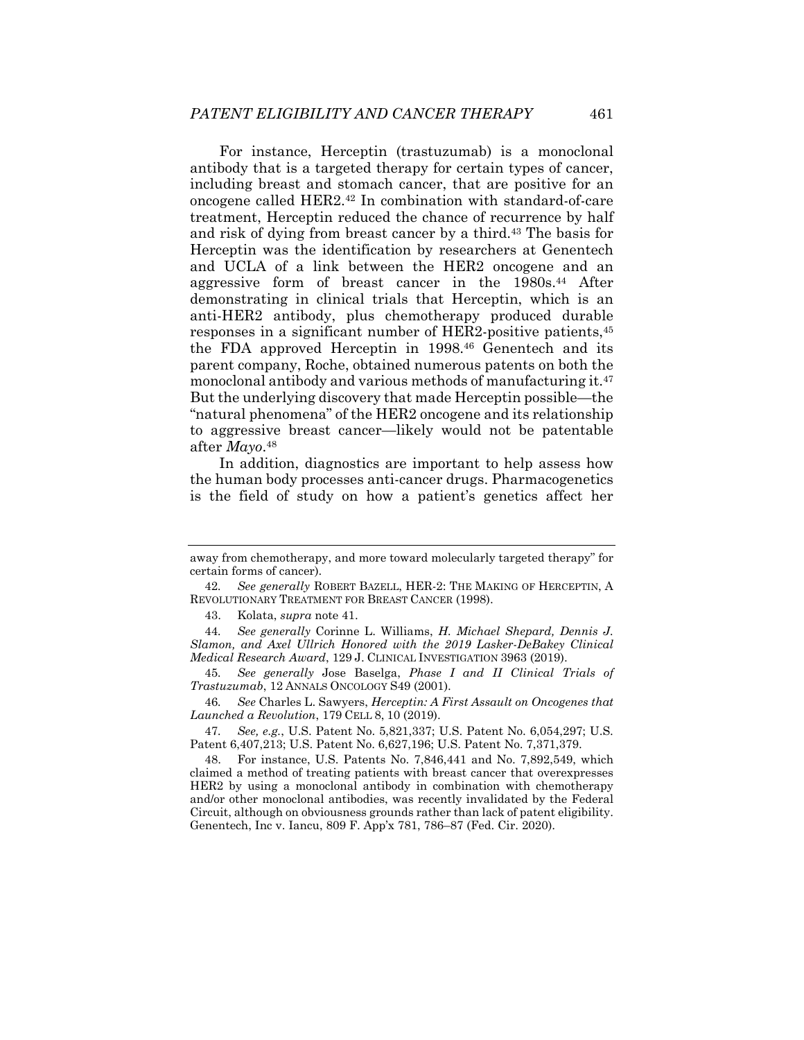For instance, Herceptin (trastuzumab) is a monoclonal antibody that is a targeted therapy for certain types of cancer, including breast and stomach cancer, that are positive for an oncogene called HER2.[42] In combination with standard-of-care treatment, Herceptin reduced the chance of recurrence by half and risk of dying from breast cancer by a third.[43] The basis for Herceptin was the identification by researchers at Genentech and UCLA of a link between the HER2 oncogene and an aggressive form of breast cancer in the 1980s.[44] After demonstrating in clinical trials that Herceptin, which is an anti-HER2 antibody, plus chemotherapy produced durable responses in a significant number of HER2-positive patients,[45] the FDA approved Herceptin in 1998.[46] Genentech and its parent company, Roche, obtained numerous patents on both the monoclonal antibody and various methods of manufacturing it.[47] But the underlying discovery that made Herceptin possible—the "natural phenomena" of the HER2 oncogene and its relationship to aggressive breast cancer—likely would not be patentable after *Mayo*.[48]

In addition, diagnostics are important to help assess how the human body processes anti-cancer drugs. Pharmacogenetics is the field of study on how a patient's genetics affect her

---

away from chemotherapy, and more toward molecularly targeted therapy" for certain forms of cancer).

42. *See generally* ROBERT BAZELL, HER-2: THE MAKING OF HERCEPTIN, A REVOLUTIONARY TREATMENT FOR BREAST CANCER (1998).

43. Kolata, *supra* note 41.

44. *See generally* Corinne L. Williams, *H. Michael Shepard, Dennis J. Slamon, and Axel Ullrich Honored with the 2019 Lasker-DeBakey Clinical Medical Research Award*, 129 J. CLINICAL INVESTIGATION 3963 (2019).

45. *See generally* Jose Baselga, *Phase I and II Clinical Trials of Trastuzumab*, 12 ANNALS ONCOLOGY S49 (2001).

46. *See* Charles L. Sawyers, *Herceptin: A First Assault on Oncogenes that Launched a Revolution*, 179 CELL 8, 10 (2019).

47. *See, e.g.*, U.S. Patent No. 5,821,337; U.S. Patent No. 6,054,297; U.S. Patent 6,407,213; U.S. Patent No. 6,627,196; U.S. Patent No. 7,371,379.

48. For instance, U.S. Patents No. 7,846,441 and No. 7,892,549, which claimed a method of treating patients with breast cancer that overexpresses HER2 by using a monoclonal antibody in combination with chemotherapy and/or other monoclonal antibodies, was recently invalidated by the Federal Circuit, although on obviousness grounds rather than lack of patent eligibility. Genentech, Inc v. Iancu, 809 F. App'x 781, 786–87 (Fed. Cir. 2020).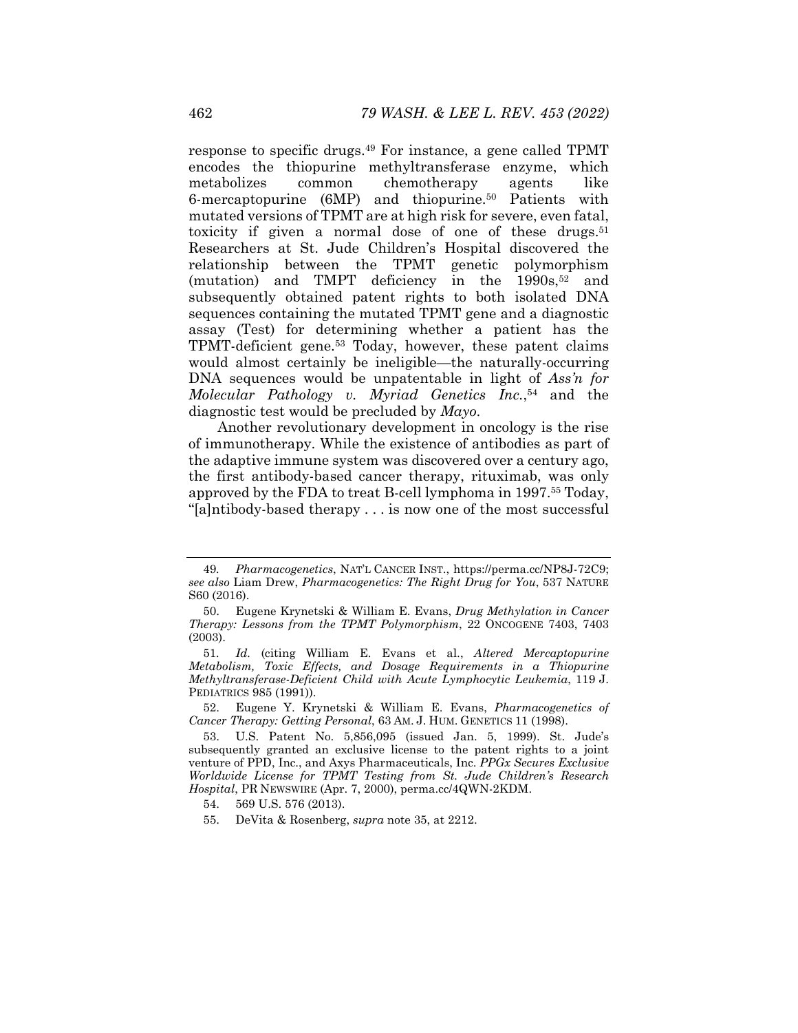response to specific drugs.[49] For instance, a gene called TPMT encodes the thiopurine methyltransferase enzyme, which metabolizes common chemotherapy agents like 6-mercaptopurine (6MP) and thiopurine.[50] Patients with mutated versions of TPMT are at high risk for severe, even fatal, toxicity if given a normal dose of one of these drugs.[51] Researchers at St. Jude Children's Hospital discovered the relationship between the TPMT genetic polymorphism (mutation) and TMPT deficiency in the 1990s,[52] and subsequently obtained patent rights to both isolated DNA sequences containing the mutated TPMT gene and a diagnostic assay (Test) for determining whether a patient has the TPMT-deficient gene.[53] Today, however, these patent claims would almost certainly be ineligible—the naturally-occurring DNA sequences would be unpatentable in light of *Ass'n for Molecular Pathology v. Myriad Genetics Inc.*,[54] and the diagnostic test would be precluded by *Mayo*.

Another revolutionary development in oncology is the rise of immunotherapy. While the existence of antibodies as part of the adaptive immune system was discovered over a century ago, the first antibody-based cancer therapy, rituximab, was only approved by the FDA to treat B-cell lymphoma in 1997.[55] Today, "[a]ntibody-based therapy . . . is now one of the most successful

---

49. *Pharmacogenetics*, NAT'L CANCER INST., https://perma.cc/NP8J-72C9; *see also* Liam Drew, *Pharmacogenetics: The Right Drug for You*, 537 NATURE S60 (2016).

50. Eugene Krynetski & William E. Evans, *Drug Methylation in Cancer Therapy: Lessons from the TPMT Polymorphism*, 22 ONCOGENE 7403, 7403 (2003).

51. *Id.* (citing William E. Evans et al., *Altered Mercaptopurine Metabolism, Toxic Effects, and Dosage Requirements in a Thiopurine Methyltransferase-Deficient Child with Acute Lymphocytic Leukemia*, 119 J. PEDIATRICS 985 (1991)).

52. Eugene Y. Krynetski & William E. Evans, *Pharmacogenetics of Cancer Therapy: Getting Personal*, 63 AM. J. HUM. GENETICS 11 (1998).

53. U.S. Patent No. 5,856,095 (issued Jan. 5, 1999). St. Jude's subsequently granted an exclusive license to the patent rights to a joint venture of PPD, Inc., and Axys Pharmaceuticals, Inc. *PPGx Secures Exclusive Worldwide License for TPMT Testing from St. Jude Children's Research Hospital*, PR NEWSWIRE (Apr. 7, 2000), perma.cc/4QWN-2KDM.

54. 569 U.S. 576 (2013).

55. DeVita & Rosenberg, *supra* note 35, at 2212.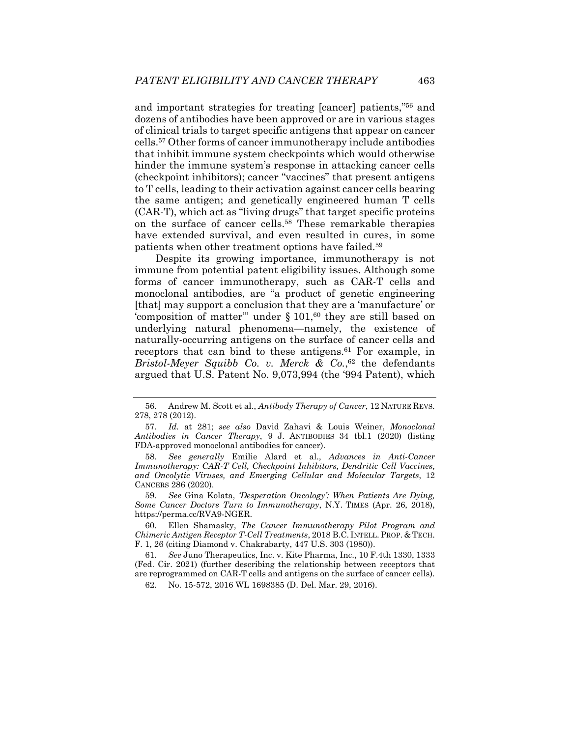and important strategies for treating [cancer] patients,"[56] and dozens of antibodies have been approved or are in various stages of clinical trials to target specific antigens that appear on cancer cells.[57] Other forms of cancer immunotherapy include antibodies that inhibit immune system checkpoints which would otherwise hinder the immune system's response in attacking cancer cells (checkpoint inhibitors); cancer "vaccines" that present antigens to T cells, leading to their activation against cancer cells bearing the same antigen; and genetically engineered human T cells (CAR-T), which act as "living drugs" that target specific proteins on the surface of cancer cells.[58] These remarkable therapies have extended survival, and even resulted in cures, in some patients when other treatment options have failed.[59]

Despite its growing importance, immunotherapy is not immune from potential patent eligibility issues. Although some forms of cancer immunotherapy, such as CAR-T cells and monoclonal antibodies, are "a product of genetic engineering [that] may support a conclusion that they are a 'manufacture' or 'composition of matter'" under § 101,[60] they are still based on underlying natural phenomena—namely, the existence of naturally-occurring antigens on the surface of cancer cells and receptors that can bind to these antigens.[61] For example, in *Bristol-Meyer Squibb Co. v. Merck & Co.*,[62] the defendants argued that U.S. Patent No. 9,073,994 (the '994 Patent), which

---

56. Andrew M. Scott et al., *Antibody Therapy of Cancer*, 12 NATURE REVS. 278, 278 (2012).

57. *Id.* at 281; *see also* David Zahavi & Louis Weiner, *Monoclonal Antibodies in Cancer Therapy*, 9 J. ANTIBODIES 34 tbl.1 (2020) (listing FDA-approved monoclonal antibodies for cancer).

58. *See generally* Emilie Alard et al., *Advances in Anti-Cancer Immunotherapy: CAR-T Cell, Checkpoint Inhibitors, Dendritic Cell Vaccines, and Oncolytic Viruses, and Emerging Cellular and Molecular Targets*, 12 CANCERS 286 (2020).

59. *See* Gina Kolata, *'Desperation Oncology': When Patients Are Dying, Some Cancer Doctors Turn to Immunotherapy*, N.Y. TIMES (Apr. 26, 2018), https://perma.cc/RVA9-NGER.

60. Ellen Shamasky, *The Cancer Immunotherapy Pilot Program and Chimeric Antigen Receptor T-Cell Treatments*, 2018 B.C. INTELL. PROP. & TECH. F. 1, 26 (citing Diamond v. Chakrabarty, 447 U.S. 303 (1980)).

61. *See* Juno Therapeutics, Inc. v. Kite Pharma, Inc., 10 F.4th 1330, 1333 (Fed. Cir. 2021) (further describing the relationship between receptors that are reprogrammed on CAR-T cells and antigens on the surface of cancer cells).

62. No. 15-572, 2016 WL 1698385 (D. Del. Mar. 29, 2016).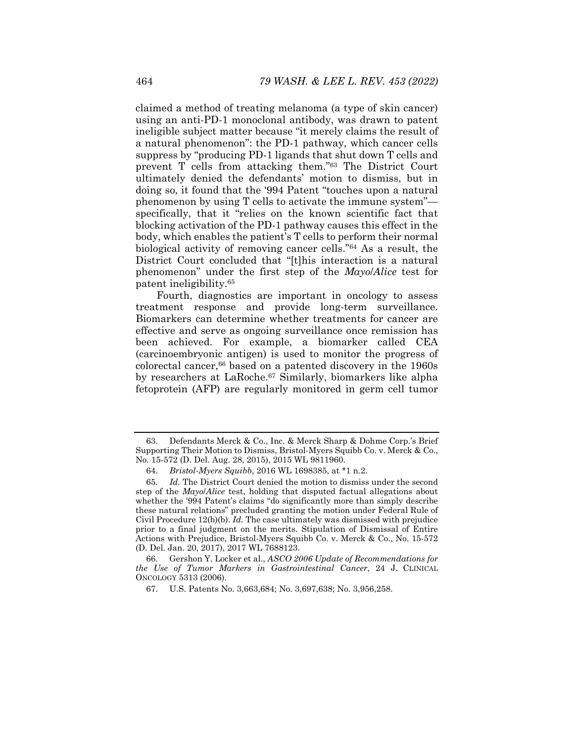claimed a method of treating melanoma (a type of skin cancer) using an anti-PD-1 monoclonal antibody, was drawn to patent ineligible subject matter because "it merely claims the result of a natural phenomenon": the PD-1 pathway, which cancer cells suppress by "producing PD-1 ligands that shut down T cells and prevent T cells from attacking them."[63] The District Court ultimately denied the defendants' motion to dismiss, but in doing so, it found that the '994 Patent "touches upon a natural phenomenon by using T cells to activate the immune system"—specifically, that it "relies on the known scientific fact that blocking activation of the PD-1 pathway causes this effect in the body, which enables the patient's T cells to perform their normal biological activity of removing cancer cells."[64] As a result, the District Court concluded that "[t]his interaction is a natural phenomenon" under the first step of the *Mayo*/*Alice* test for patent ineligibility.[65]

Fourth, diagnostics are important in oncology to assess treatment response and provide long-term surveillance. Biomarkers can determine whether treatments for cancer are effective and serve as ongoing surveillance once remission has been achieved. For example, a biomarker called CEA (carcinoembryonic antigen) is used to monitor the progress of colorectal cancer,[66] based on a patented discovery in the 1960s by researchers at LaRoche.[67] Similarly, biomarkers like alpha fetoprotein (AFP) are regularly monitored in germ cell tumor

63. Defendants Merck & Co., Inc. & Merck Sharp & Dohme Corp.'s Brief Supporting Their Motion to Dismiss, Bristol-Myers Squibb Co. v. Merck & Co., No. 15-572 (D. Del. Aug. 28, 2015), 2015 WL 9811960.

64. *Bristol-Myers Squibb*, 2016 WL 1698385, at *1 n.2.

65. *Id.* The District Court denied the motion to dismiss under the second step of the *Mayo*/*Alice* test, holding that disputed factual allegations about whether the '994 Patent's claims "do significantly more than simply describe these natural relations" precluded granting the motion under Federal Rule of Civil Procedure 12(b)(b). *Id.* The case ultimately was dismissed with prejudice prior to a final judgment on the merits. Stipulation of Dismissal of Entire Actions with Prejudice, Bristol-Myers Squibb Co. v. Merck & Co., No. 15-572 (D. Del. Jan. 20, 2017), 2017 WL 7688123.

66. Gershon Y. Locker et al., *ASCO 2006 Update of Recommendations for the Use of Tumor Markers in Gastrointestinal Cancer*, 24 J. CLINICAL ONCOLOGY 5313 (2006).

67. U.S. Patents No. 3,663,684; No. 3,697,638; No. 3,956,258.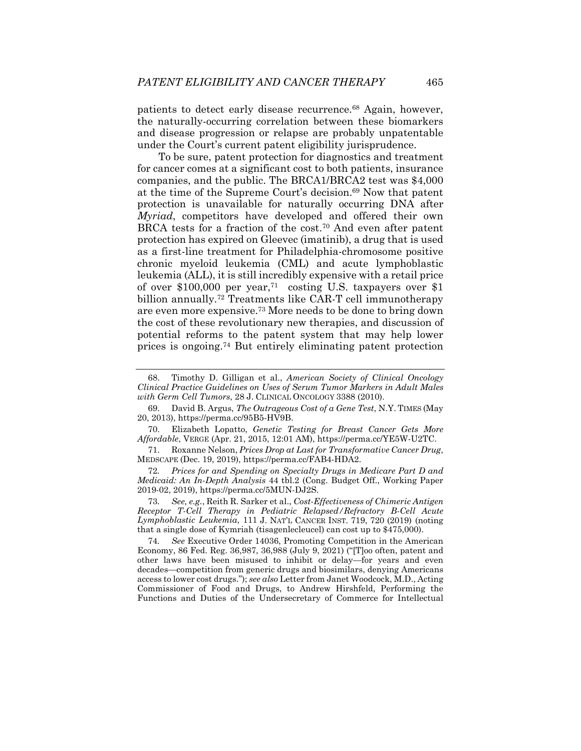patients to detect early disease recurrence.[68] Again, however, the naturally-occurring correlation between these biomarkers and disease progression or relapse are probably unpatentable under the Court's current patent eligibility jurisprudence.

To be sure, patent protection for diagnostics and treatment for cancer comes at a significant cost to both patients, insurance companies, and the public. The BRCA1/BRCA2 test was $4,000 at the time of the Supreme Court's decision.[69] Now that patent protection is unavailable for naturally occurring DNA after *Myriad*, competitors have developed and offered their own BRCA tests for a fraction of the cost.[70] And even after patent protection has expired on Gleevec (imatinib), a drug that is used as a first-line treatment for Philadelphia-chromosome positive chronic myeloid leukemia (CML) and acute lymphoblastic leukemia (ALL), it is still incredibly expensive with a retail price of over $100,000 per year,[71] costing U.S. taxpayers over $1 billion annually.[72] Treatments like CAR-T cell immunotherapy are even more expensive.[73] More needs to be done to bring down the cost of these revolutionary new therapies, and discussion of potential reforms to the patent system that may help lower prices is ongoing.[74] But entirely eliminating patent protection

---

68. Timothy D. Gilligan et al., *American Society of Clinical Oncology Clinical Practice Guidelines on Uses of Serum Tumor Markers in Adult Males with Germ Cell Tumors*, 28 J. CLINICAL ONCOLOGY 3388 (2010).

69. David B. Argus, *The Outrageous Cost of a Gene Test*, N.Y. TIMES (May 20, 2013), https://perma.cc/95B5-HV9B.

70. Elizabeth Lopatto, *Genetic Testing for Breast Cancer Gets More Affordable*, VERGE (Apr. 21, 2015, 12:01 AM), https://perma.cc/YE5W-U2TC.

71. Roxanne Nelson, *Prices Drop at Last for Transformative Cancer Drug*, MEDSCAPE (Dec. 19, 2019), https://perma.cc/FAB4-HDA2.

72. *Prices for and Spending on Specialty Drugs in Medicare Part D and Medicaid: An In-Depth Analysis* 44 tbl.2 (Cong. Budget Off., Working Paper 2019-02, 2019), https://perma.cc/5MUN-DJ2S.

73. *See, e.g.*, Reith R. Sarker et al., *Cost-Effectiveness of Chimeric Antigen Receptor T-Cell Therapy in Pediatric Relapsed/Refractory B-Cell Acute Lymphoblastic Leukemia*, 111 J. NAT'L CANCER INST. 719, 720 (2019) (noting that a single dose of Kymriah (tisagenlecleucel) can cost up to $475,000).

74. *See* Executive Order 14036, Promoting Competition in the American Economy, 86 Fed. Reg. 36,987, 36,988 (July 9, 2021) ("[T]oo often, patent and other laws have been misused to inhibit or delay—for years and even decades—competition from generic drugs and biosimilars, denying Americans access to lower cost drugs."); *see also* Letter from Janet Woodcock, M.D., Acting Commissioner of Food and Drugs, to Andrew Hirshfeld, Performing the Functions and Duties of the Undersecretary of Commerce for Intellectual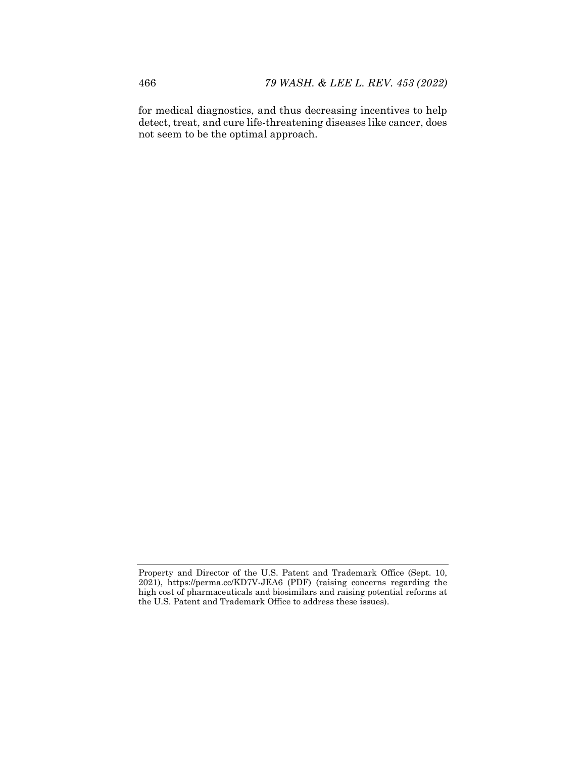for medical diagnostics, and thus decreasing incentives to help detect, treat, and cure life-threatening diseases like cancer, does not seem to be the optimal approach.

---

Property and Director of the U.S. Patent and Trademark Office (Sept. 10, 2021), https://perma.cc/KD7V-JEA6 (PDF) (raising concerns regarding the high cost of pharmaceuticals and biosimilars and raising potential reforms at the U.S. Patent and Trademark Office to address these issues).